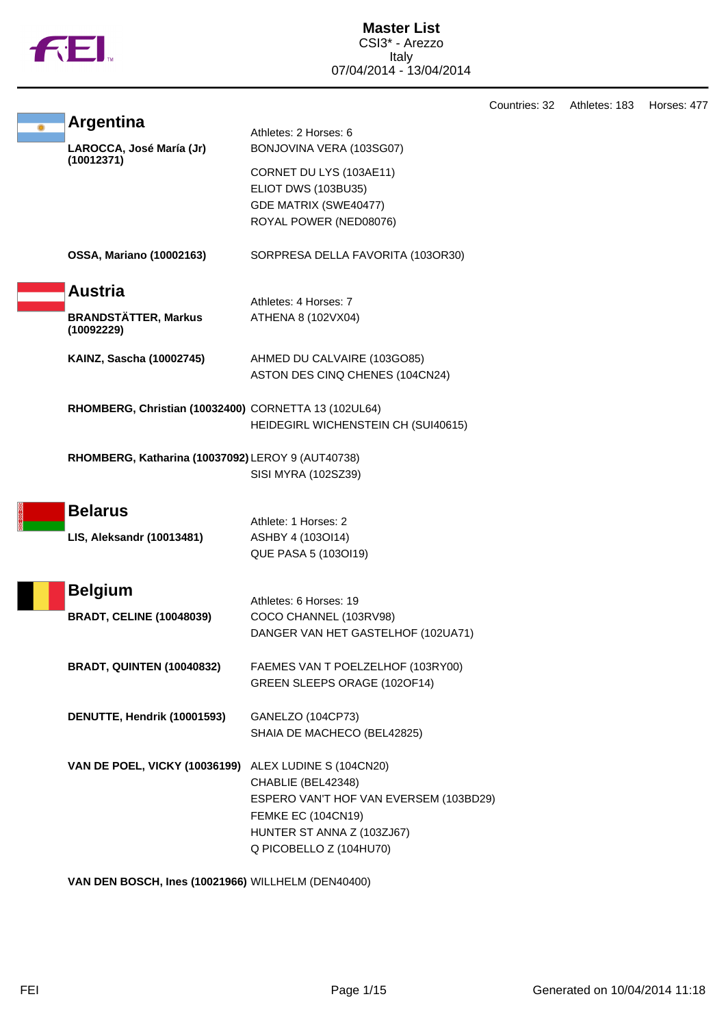# Master List

CSI3* - Arezzo
Italy
07/04/2014 - 13/04/2014

Countries: 32 Athletes: 183 Horses: 477

## Argentina

Athletes: 2 Horses: 6

| Athlete | Horses |
|---|---|
| **LAROCCA, José María (Jr) (10012371)** | BONJOVINA VERA (103SG07) |
| | CORNET DU LYS (103AE11) |
| | ELIOT DWS (103BU35) |
| | GDE MATRIX (SWE40477) |
| | ROYAL POWER (NED08076) |
| **OSSA, Mariano (10002163)** | SORPRESA DELLA FAVORITA (103OR30) |

## Austria

Athletes: 4 Horses: 7

| Athlete | Horses |
|---|---|
| **BRANDSTÄTTER, Markus (10092229)** | ATHENA 8 (102VX04) |
| **KAINZ, Sascha (10002745)** | AHMED DU CALVAIRE (103GO85) |
| | ASTON DES CINQ CHENES (104CN24) |
| **RHOMBERG, Christian (10032400)** | CORNETTA 13 (102UL64) |
| | HEIDEGIRL WICHENSTEIN CH (SUI40615) |
| **RHOMBERG, Katharina (10037092)** | LEROY 9 (AUT40738) |
| | SISI MYRA (102SZ39) |

## Belarus

Athlete: 1 Horses: 2

| Athlete | Horses |
|---|---|
| **LIS, Aleksandr (10013481)** | ASHBY 4 (103OI14) |
| | QUE PASA 5 (103OI19) |

## Belgium

Athletes: 6 Horses: 19

| Athlete | Horses |
|---|---|
| **BRADT, CELINE (10048039)** | COCO CHANNEL (103RV98) |
| | DANGER VAN HET GASTELHOF (102UA71) |
| **BRADT, QUINTEN (10040832)** | FAEMES VAN T POELZELHOF (103RY00) |
| | GREEN SLEEPS ORAGE (102OF14) |
| **DENUTTE, Hendrik (10001593)** | GANELZO (104CP73) |
| | SHAIA DE MACHECO (BEL42825) |
| **VAN DE POEL, VICKY (10036199)** | ALEX LUDINE S (104CN20) |
| | CHABLIE (BEL42348) |
| | ESPERO VAN'T HOF VAN EVERSEM (103BD29) |
| | FEMKE EC (104CN19) |
| | HUNTER ST ANNA Z (103ZJ67) |
| | Q PICOBELLO Z (104HU70) |
| **VAN DEN BOSCH, Ines (10021966)** | WILLHELM (DEN40400) |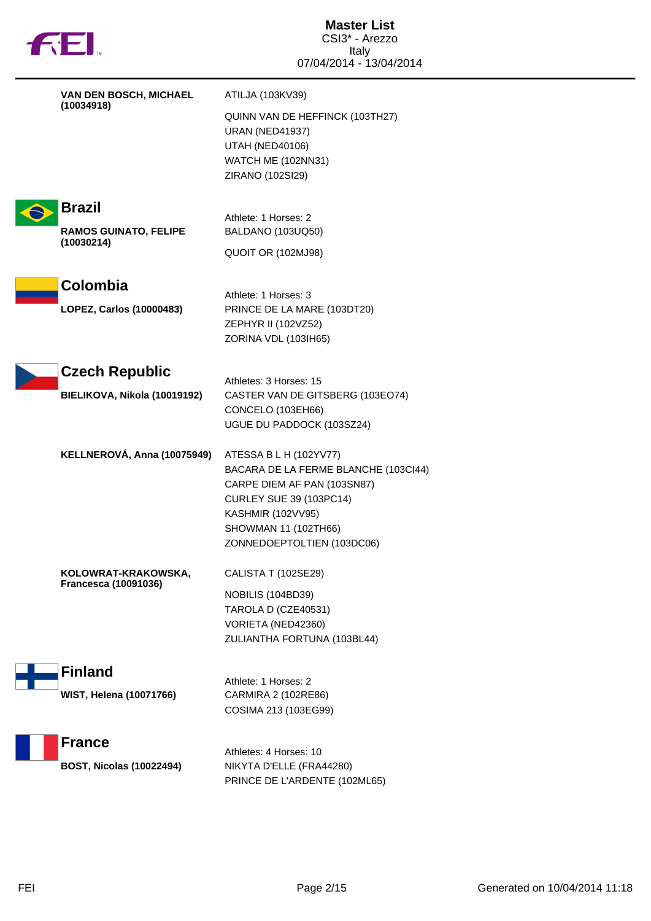**VAN DEN BOSCH, MICHAEL (10034918)**
- ATILJA (103KV39)
- QUINN VAN DE HEFFINCK (103TH27)
- URAN (NED41937)
- UTAH (NED40106)
- WATCH ME (102NN31)
- ZIRANO (102SI29)

## Brazil

Athlete: 1 Horses: 2

**RAMOS GUINATO, FELIPE (10030214)**
- BALDANO (103UQ50)
- QUOIT OR (102MJ98)

## Colombia

Athlete: 1 Horses: 3

**LOPEZ, Carlos (10000483)**
- PRINCE DE LA MARE (103DT20)
- ZEPHYR II (102VZ52)
- ZORINA VDL (103IH65)

## Czech Republic

Athletes: 3 Horses: 15

**BIELIKOVA, Nikola (10019192)**
- CASTER VAN DE GITSBERG (103EO74)
- CONCELO (103EH66)
- UGUE DU PADDOCK (103SZ24)

**KELLNEROVÁ, Anna (10075949)**
- ATESSA B L H (102YV77)
- BACARA DE LA FERME BLANCHE (103CI44)
- CARPE DIEM AF PAN (103SN87)
- CURLEY SUE 39 (103PC14)
- KASHMIR (102VV95)
- SHOWMAN 11 (102TH66)
- ZONNEDOEPTOLTIEN (103DC06)

**KOLOWRAT-KRAKOWSKA, Francesca (10091036)**
- CALISTA T (102SE29)
- NOBILIS (104BD39)
- TAROLA D (CZE40531)
- VORIETA (NED42360)
- ZULIANTHA FORTUNA (103BL44)

## Finland

Athlete: 1 Horses: 2

**WIST, Helena (10071766)**
- CARMIRA 2 (102RE86)
- COSIMA 213 (103EG99)

## France

Athletes: 4 Horses: 10

**BOST, Nicolas (10022494)**
- NIKYTA D'ELLE (FRA44280)
- PRINCE DE L'ARDENTE (102ML65)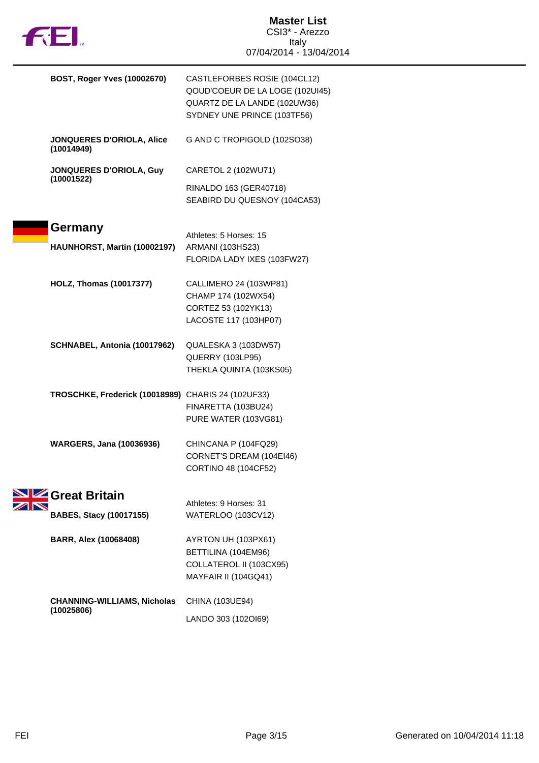| | |
|---|---|
| **BOST, Roger Yves (10002670)** | CASTLEFORBES ROSIE (104CL12)<br>QOUD'COEUR DE LA LOGE (102UI45)<br>QUARTZ DE LA LANDE (102UW36)<br>SYDNEY UNE PRINCE (103TF56) |
| **JONQUERES D'ORIOLA, Alice (10014949)** | G AND C TROPIGOLD (102SO38) |
| **JONQUERES D'ORIOLA, Guy (10001522)** | CARETOL 2 (102WU71)<br>RINALDO 163 (GER40718)<br>SEABIRD DU QUESNOY (104CA53) |

## Germany

Athletes: 5 Horses: 15

| | |
|---|---|
| **HAUNHORST, Martin (10002197)** | ARMANI (103HS23)<br>FLORIDA LADY IXES (103FW27) |
| **HOLZ, Thomas (10017377)** | CALLIMERO 24 (103WP81)<br>CHAMP 174 (102WX54)<br>CORTEZ 53 (102YK13)<br>LACOSTE 117 (103HP07) |
| **SCHNABEL, Antonia (10017962)** | QUALESKA 3 (103DW57)<br>QUERRY (103LP95)<br>THEKLA QUINTA (103KS05) |
| **TROSCHKE, Frederick (10018989)** | CHARIS 24 (102UF33)<br>FINARETTA (103BU24)<br>PURE WATER (103VG81) |
| **WARGERS, Jana (10036936)** | CHINCANA P (104FQ29)<br>CORNET'S DREAM (104EI46)<br>CORTINO 48 (104CF52) |

## Great Britain

Athletes: 9 Horses: 31

| | |
|---|---|
| **BABES, Stacy (10017155)** | WATERLOO (103CV12) |
| **BARR, Alex (10068408)** | AYRTON UH (103PX61)<br>BETTILINA (104EM96)<br>COLLATEROL II (103CX95)<br>MAYFAIR II (104GQ41) |
| **CHANNING-WILLIAMS, Nicholas (10025806)** | CHINA (103UE94)<br>LANDO 303 (102OI69) |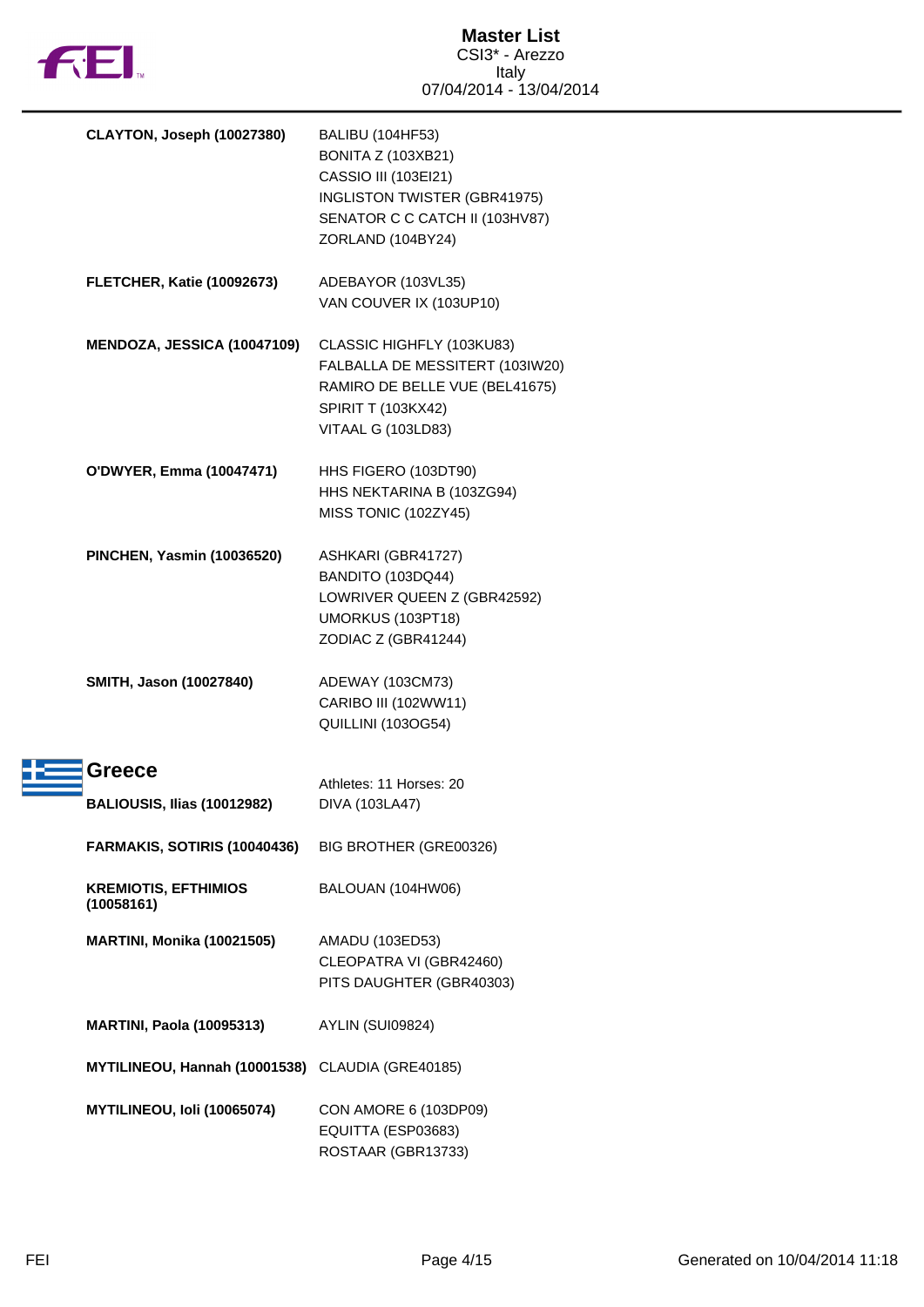| Athlete | Horses |
|---|---|
| **CLAYTON, Joseph (10027380)** | BALIBU (104HF53)<br>BONITA Z (103XB21)<br>CASSIO III (103EI21)<br>INGLISTON TWISTER (GBR41975)<br>SENATOR C C CATCH II (103HV87)<br>ZORLAND (104BY24) |
| **FLETCHER, Katie (10092673)** | ADEBAYOR (103VL35)<br>VAN COUVER IX (103UP10) |
| **MENDOZA, JESSICA (10047109)** | CLASSIC HIGHFLY (103KU83)<br>FALBALLA DE MESSITERT (103IW20)<br>RAMIRO DE BELLE VUE (BEL41675)<br>SPIRIT T (103KX42)<br>VITAAL G (103LD83) |
| **O'DWYER, Emma (10047471)** | HHS FIGERO (103DT90)<br>HHS NEKTARINA B (103ZG94)<br>MISS TONIC (102ZY45) |
| **PINCHEN, Yasmin (10036520)** | ASHKARI (GBR41727)<br>BANDITO (103DQ44)<br>LOWRIVER QUEEN Z (GBR42592)<br>UMORKUS (103PT18)<br>ZODIAC Z (GBR41244) |
| **SMITH, Jason (10027840)** | ADEWAY (103CM73)<br>CARIBO III (102WW11)<br>QUILLINI (103OG54) |

## Greece

Athletes: 11 Horses: 20

| Athlete | Horses |
|---|---|
| **BALIOUSIS, Ilias (10012982)** | DIVA (103LA47) |
| **FARMAKIS, SOTIRIS (10040436)** | BIG BROTHER (GRE00326) |
| **KREMIOTIS, EFTHIMIOS (10058161)** | BALOUAN (104HW06) |
| **MARTINI, Monika (10021505)** | AMADU (103ED53)<br>CLEOPATRA VI (GBR42460)<br>PITS DAUGHTER (GBR40303) |
| **MARTINI, Paola (10095313)** | AYLIN (SUI09824) |
| **MYTILINEOU, Hannah (10001538)** | CLAUDIA (GRE40185) |
| **MYTILINEOU, Ioli (10065074)** | CON AMORE 6 (103DP09)<br>EQUITTA (ESP03683)<br>ROSTAAR (GBR13733) |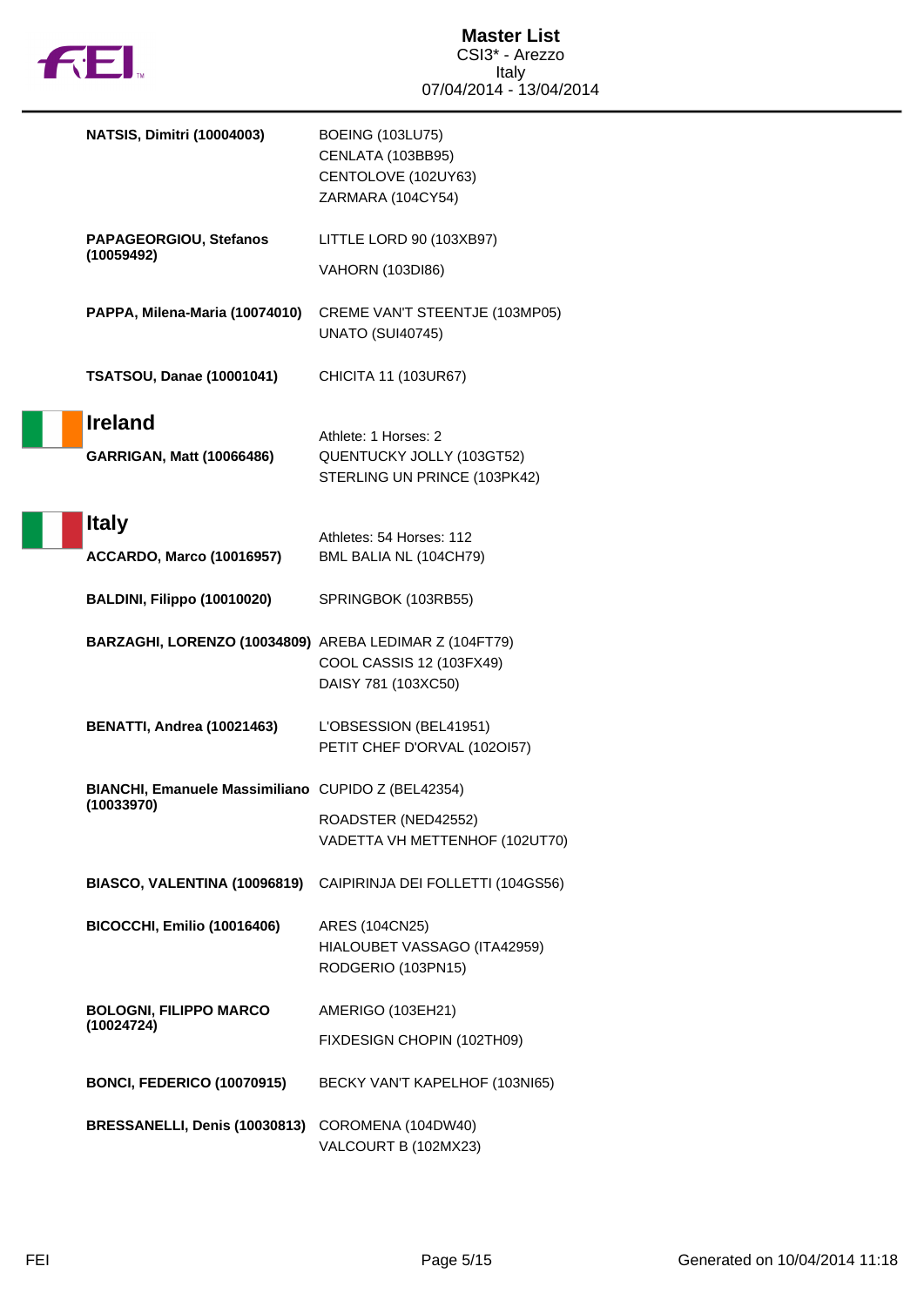| | |
|---|---|
| **NATSIS, Dimitri (10004003)** | BOEING (103LU75) |
| | CENLATA (103BB95) |
| | CENTOLOVE (102UY63) |
| | ZARMARA (104CY54) |
| **PAPAGEORGIOU, Stefanos (10059492)** | LITTLE LORD 90 (103XB97) |
| | VAHORN (103DI86) |
| **PAPPA, Milena-Maria (10074010)** | CREME VAN'T STEENTJE (103MP05) |
| | UNATO (SUI40745) |
| **TSATSOU, Danae (10001041)** | CHICITA 11 (103UR67) |

## Ireland

Athlete: 1 Horses: 2

| | |
|---|---|
| **GARRIGAN, Matt (10066486)** | QUENTUCKY JOLLY (103GT52) |
| | STERLING UN PRINCE (103PK42) |

## Italy

Athletes: 54 Horses: 112

| | |
|---|---|
| **ACCARDO, Marco (10016957)** | BML BALIA NL (104CH79) |
| **BALDINI, Filippo (10010020)** | SPRINGBOK (103RB55) |
| **BARZAGHI, LORENZO (10034809)** | AREBA LEDIMAR Z (104FT79) |
| | COOL CASSIS 12 (103FX49) |
| | DAISY 781 (103XC50) |
| **BENATTI, Andrea (10021463)** | L'OBSESSION (BEL41951) |
| | PETIT CHEF D'ORVAL (102OI57) |
| **BIANCHI, Emanuele Massimiliano (10033970)** | CUPIDO Z (BEL42354) |
| | ROADSTER (NED42552) |
| | VADETTA VH METTENHOF (102UT70) |
| **BIASCO, VALENTINA (10096819)** | CAIPIRINJA DEI FOLLETTI (104GS56) |
| **BICOCCHI, Emilio (10016406)** | ARES (104CN25) |
| | HIALOUBET VASSAGO (ITA42959) |
| | RODGERIO (103PN15) |
| **BOLOGNI, FILIPPO MARCO (10024724)** | AMERIGO (103EH21) |
| | FIXDESIGN CHOPIN (102TH09) |
| **BONCI, FEDERICO (10070915)** | BECKY VAN'T KAPELHOF (103NI65) |
| **BRESSANELLI, Denis (10030813)** | COROMENA (104DW40) |
| | VALCOURT B (102MX23) |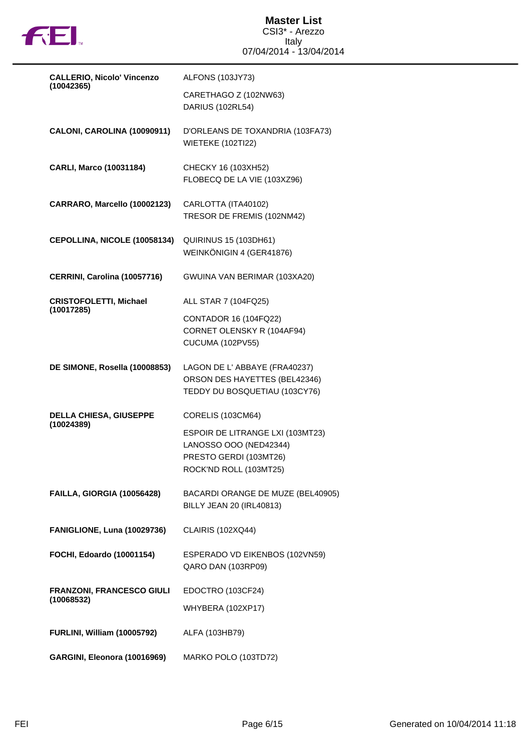# Master List

CSI3* - Arezzo
Italy
07/04/2014 - 13/04/2014

| Rider | Horses |
|---|---|
| **CALLERIO, Nicolo' Vincenzo (10042365)** | ALFONS (103JY73)<br>CARETHAGO Z (102NW63)<br>DARIUS (102RL54) |
| **CALONI, CAROLINA (10090911)** | D'ORLEANS DE TOXANDRIA (103FA73)<br>WIETEKE (102TI22) |
| **CARLI, Marco (10031184)** | CHECKY 16 (103XH52)<br>FLOBECQ DE LA VIE (103XZ96) |
| **CARRARO, Marcello (10002123)** | CARLOTTA (ITA40102)<br>TRESOR DE FREMIS (102NM42) |
| **CEPOLLINA, NICOLE (10058134)** | QUIRINUS 15 (103DH61)<br>WEINKÖNIGIN 4 (GER41876) |
| **CERRINI, Carolina (10057716)** | GWUINA VAN BERIMAR (103XA20) |
| **CRISTOFOLETTI, Michael (10017285)** | ALL STAR 7 (104FQ25)<br>CONTADOR 16 (104FQ22)<br>CORNET OLENSKY R (104AF94)<br>CUCUMA (102PV55) |
| **DE SIMONE, Rosella (10008853)** | LAGON DE L' ABBAYE (FRA40237)<br>ORSON DES HAYETTES (BEL42346)<br>TEDDY DU BOSQUETIAU (103CY76) |
| **DELLA CHIESA, GIUSEPPE (10024389)** | CORELIS (103CM64)<br>ESPOIR DE LITRANGE LXI (103MT23)<br>LANOSSO OOO (NED42344)<br>PRESTO GERDI (103MT26)<br>ROCK'ND ROLL (103MT25) |
| **FAILLA, GIORGIA (10056428)** | BACARDI ORANGE DE MUZE (BEL40905)<br>BILLY JEAN 20 (IRL40813) |
| **FANIGLIONE, Luna (10029736)** | CLAIRIS (102XQ44) |
| **FOCHI, Edoardo (10001154)** | ESPERADO VD EIKENBOS (102VN59)<br>QARO DAN (103RP09) |
| **FRANZONI, FRANCESCO GIULI (10068532)** | EDOCTRO (103CF24)<br>WHYBERA (102XP17) |
| **FURLINI, William (10005792)** | ALFA (103HB79) |
| **GARGINI, Eleonora (10016969)** | MARKO POLO (103TD72) |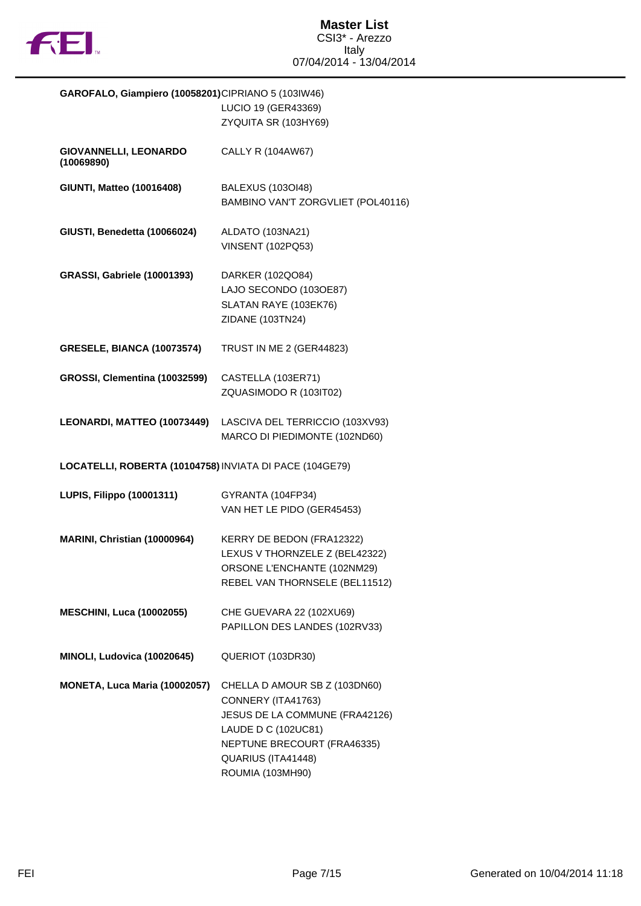| | |
|---|---|
| **GAROFALO, Giampiero (10058201)** | CIPRIANO 5 (103IW46)<br>LUCIO 19 (GER43369)<br>ZYQUITA SR (103HY69) |
| **GIOVANNELLI, LEONARDO (10069890)** | CALLY R (104AW67) |
| **GIUNTI, Matteo (10016408)** | BALEXUS (103OI48)<br>BAMBINO VAN'T ZORGVLIET (POL40116) |
| **GIUSTI, Benedetta (10066024)** | ALDATO (103NA21)<br>VINSENT (102PQ53) |
| **GRASSI, Gabriele (10001393)** | DARKER (102QO84)<br>LAJO SECONDO (103OE87)<br>SLATAN RAYE (103EK76)<br>ZIDANE (103TN24) |
| **GRESELE, BIANCA (10073574)** | TRUST IN ME 2 (GER44823) |
| **GROSSI, Clementina (10032599)** | CASTELLA (103ER71)<br>ZQUASIMODO R (103IT02) |
| **LEONARDI, MATTEO (10073449)** | LASCIVA DEL TERRICCIO (103XV93)<br>MARCO DI PIEDIMONTE (102ND60) |
| **LOCATELLI, ROBERTA (10104758)** | INVIATA DI PACE (104GE79) |
| **LUPIS, Filippo (10001311)** | GYRANTA (104FP34)<br>VAN HET LE PIDO (GER45453) |
| **MARINI, Christian (10000964)** | KERRY DE BEDON (FRA12322)<br>LEXUS V THORNZELE Z (BEL42322)<br>ORSONE L'ENCHANTE (102NM29)<br>REBEL VAN THORNSELE (BEL11512) |
| **MESCHINI, Luca (10002055)** | CHE GUEVARA 22 (102XU69)<br>PAPILLON DES LANDES (102RV33) |
| **MINOLI, Ludovica (10020645)** | QUERIOT (103DR30) |
| **MONETA, Luca Maria (10002057)** | CHELLA D AMOUR SB Z (103DN60)<br>CONNERY (ITA41763)<br>JESUS DE LA COMMUNE (FRA42126)<br>LAUDE D C (102UC81)<br>NEPTUNE BRECOURT (FRA46335)<br>QUARIUS (ITA41448)<br>ROUMIA (103MH90) |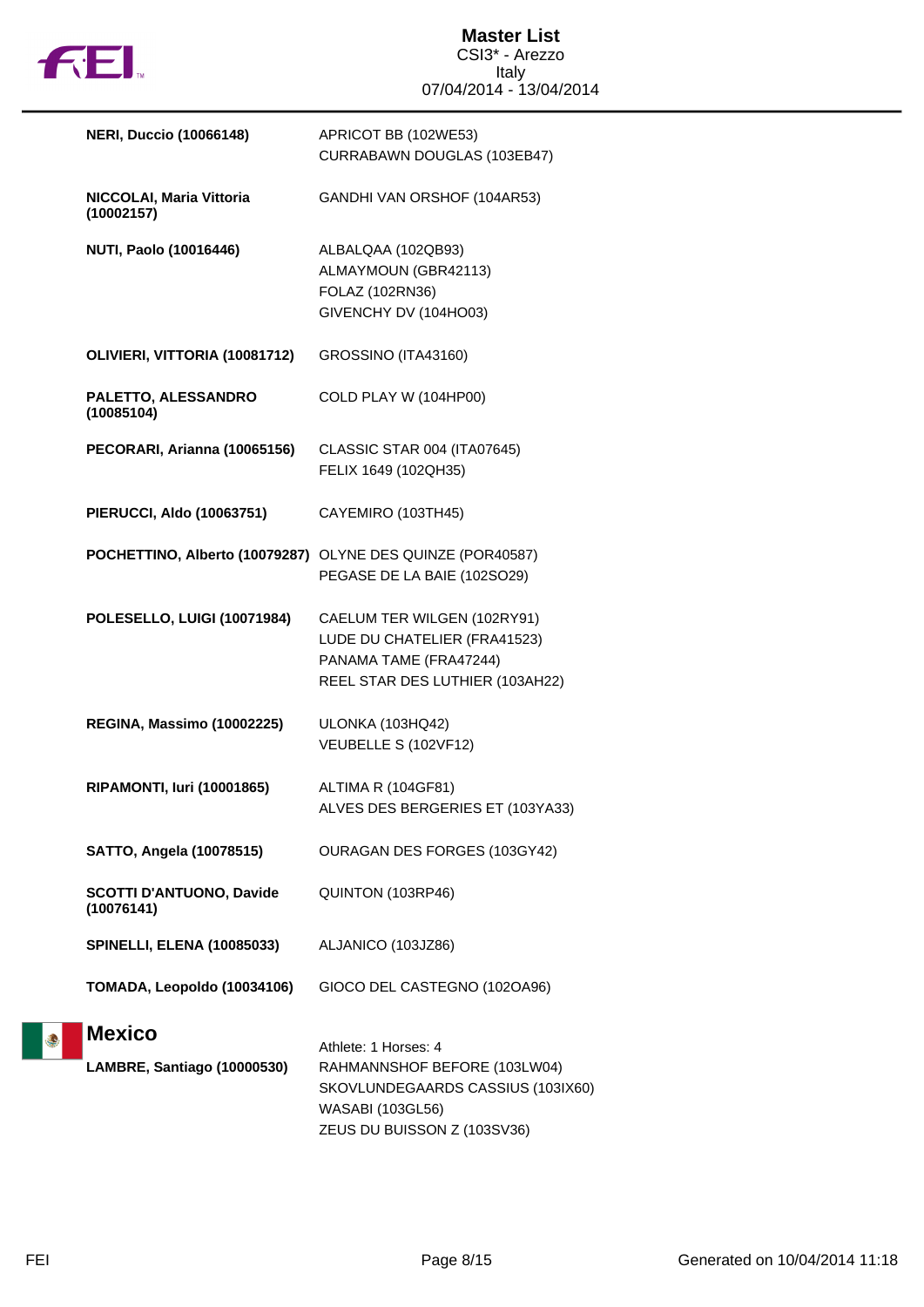| Athlete | Horses |
|---|---|
| **NERI, Duccio (10066148)** | APRICOT BB (102WE53)<br>CURRABAWN DOUGLAS (103EB47) |
| **NICCOLAI, Maria Vittoria (10002157)** | GANDHI VAN ORSHOF (104AR53) |
| **NUTI, Paolo (10016446)** | ALBALQAA (102QB93)<br>ALMAYMOUN (GBR42113)<br>FOLAZ (102RN36)<br>GIVENCHY DV (104HO03) |
| **OLIVIERI, VITTORIA (10081712)** | GROSSINO (ITA43160) |
| **PALETTO, ALESSANDRO (10085104)** | COLD PLAY W (104HP00) |
| **PECORARI, Arianna (10065156)** | CLASSIC STAR 004 (ITA07645)<br>FELIX 1649 (102QH35) |
| **PIERUCCI, Aldo (10063751)** | CAYEMIRO (103TH45) |
| **POCHETTINO, Alberto (10079287)** | OLYNE DES QUINZE (POR40587)<br>PEGASE DE LA BAIE (102SO29) |
| **POLESELLO, LUIGI (10071984)** | CAELUM TER WILGEN (102RY91)<br>LUDE DU CHATELIER (FRA41523)<br>PANAMA TAME (FRA47244)<br>REEL STAR DES LUTHIER (103AH22) |
| **REGINA, Massimo (10002225)** | ULONKA (103HQ42)<br>VEUBELLE S (102VF12) |
| **RIPAMONTI, Iuri (10001865)** | ALTIMA R (104GF81)<br>ALVES DES BERGERIES ET (103YA33) |
| **SATTO, Angela (10078515)** | OURAGAN DES FORGES (103GY42) |
| **SCOTTI D'ANTUONO, Davide (10076141)** | QUINTON (103RP46) |
| **SPINELLI, ELENA (10085033)** | ALJANICO (103JZ86) |
| **TOMADA, Leopoldo (10034106)** | GIOCO DEL CASTEGNO (102OA96) |

## Mexico

Athlete: 1 Horses: 4

| Athlete | Horses |
|---|---|
| **LAMBRE, Santiago (10000530)** | RAHMANNSHOF BEFORE (103LW04)<br>SKOVLUNDEGAARDS CASSIUS (103IX60)<br>WASABI (103GL56)<br>ZEUS DU BUISSON Z (103SV36) |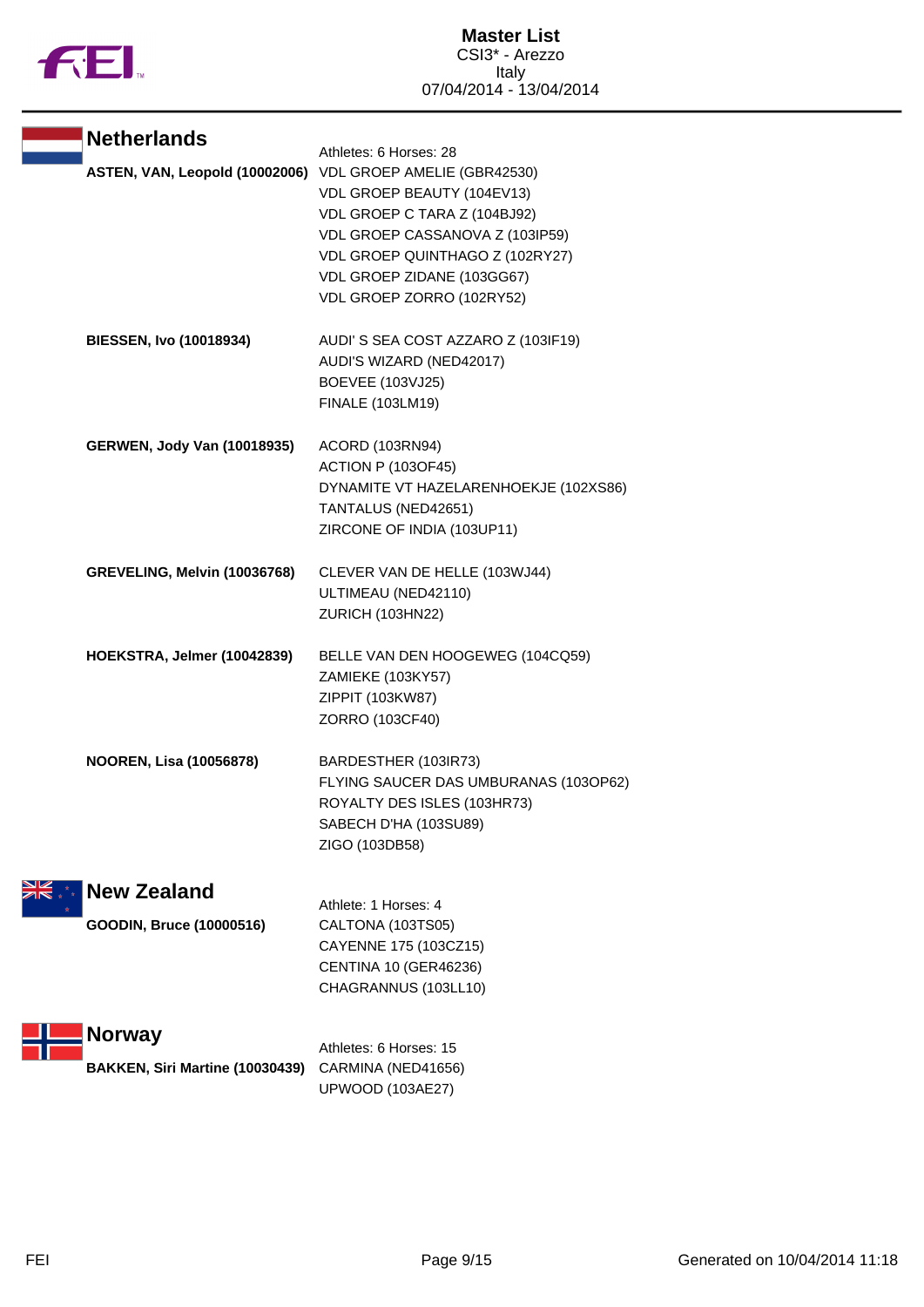# Master List

CSI3* - Arezzo
Italy
07/04/2014 - 13/04/2014

## Netherlands

Athletes: 6 Horses: 28

**ASTEN, VAN, Leopold (10002006)**
- VDL GROEP AMELIE (GBR42530)
- VDL GROEP BEAUTY (104EV13)
- VDL GROEP C TARA Z (104BJ92)
- VDL GROEP CASSANOVA Z (103IP59)
- VDL GROEP QUINTHAGO Z (102RY27)
- VDL GROEP ZIDANE (103GG67)
- VDL GROEP ZORRO (102RY52)

**BIESSEN, Ivo (10018934)**
- AUDI' S SEA COST AZZARO Z (103IF19)
- AUDI'S WIZARD (NED42017)
- BOEVEE (103VJ25)
- FINALE (103LM19)

**GERWEN, Jody Van (10018935)**
- ACORD (103RN94)
- ACTION P (103OF45)
- DYNAMITE VT HAZELARENHOEKJE (102XS86)
- TANTALUS (NED42651)
- ZIRCONE OF INDIA (103UP11)

**GREVELING, Melvin (10036768)**
- CLEVER VAN DE HELLE (103WJ44)
- ULTIMEAU (NED42110)
- ZURICH (103HN22)

**HOEKSTRA, Jelmer (10042839)**
- BELLE VAN DEN HOOGEWEG (104CQ59)
- ZAMIEKE (103KY57)
- ZIPPIT (103KW87)
- ZORRO (103CF40)

**NOOREN, Lisa (10056878)**
- BARDESTHER (103IR73)
- FLYING SAUCER DAS UMBURANAS (103OP62)
- ROYALTY DES ISLES (103HR73)
- SABECH D'HA (103SU89)
- ZIGO (103DB58)

## New Zealand

Athlete: 1 Horses: 4

**GOODIN, Bruce (10000516)**
- CALTONA (103TS05)
- CAYENNE 175 (103CZ15)
- CENTINA 10 (GER46236)
- CHAGRANNUS (103LL10)

## Norway

Athletes: 6 Horses: 15

**BAKKEN, Siri Martine (10030439)**
- CARMINA (NED41656)
- UPWOOD (103AE27)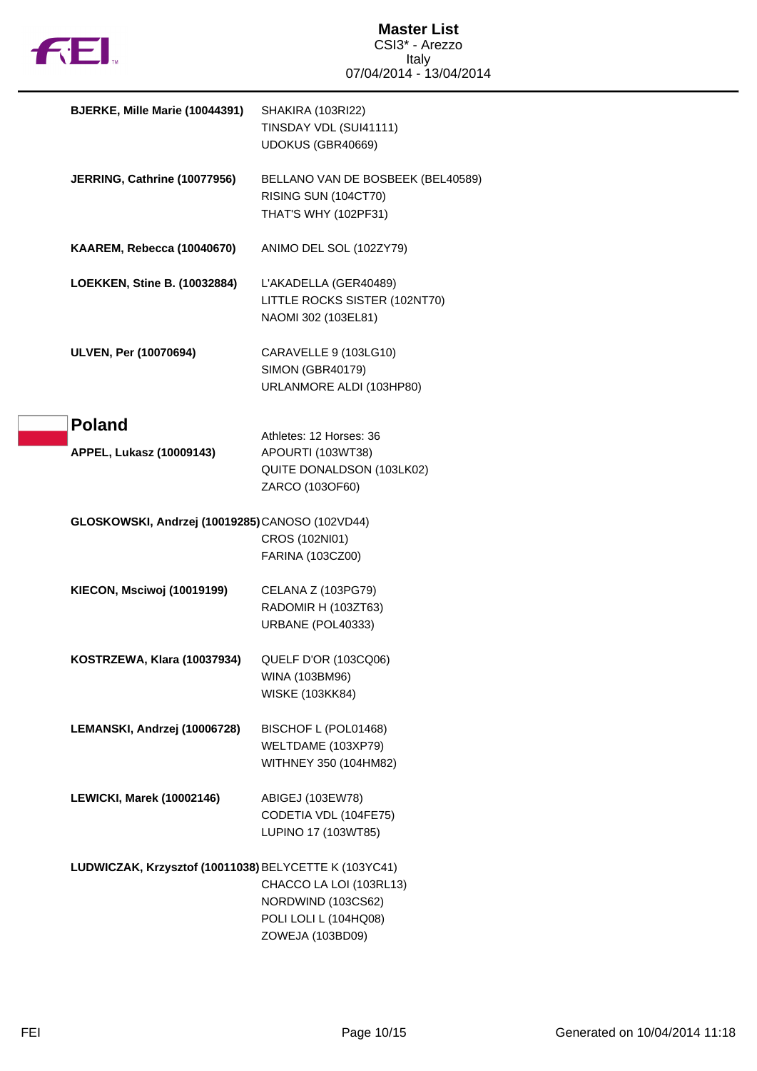| | |
|---|---|
| **BJERKE, Mille Marie (10044391)** | SHAKIRA (103RI22)<br>TINSDAY VDL (SUI41111)<br>UDOKUS (GBR40669) |
| **JERRING, Cathrine (10077956)** | BELLANO VAN DE BOSBEEK (BEL40589)<br>RISING SUN (104CT70)<br>THAT'S WHY (102PF31) |
| **KAAREM, Rebecca (10040670)** | ANIMO DEL SOL (102ZY79) |
| **LOEKKEN, Stine B. (10032884)** | L'AKADELLA (GER40489)<br>LITTLE ROCKS SISTER (102NT70)<br>NAOMI 302 (103EL81) |
| **ULVEN, Per (10070694)** | CARAVELLE 9 (103LG10)<br>SIMON (GBR40179)<br>URLANMORE ALDI (103HP80) |

## Poland

Athletes: 12 Horses: 36

| | |
|---|---|
| **APPEL, Lukasz (10009143)** | APOURTI (103WT38)<br>QUITE DONALDSON (103LK02)<br>ZARCO (103OF60) |
| **GLOSKOWSKI, Andrzej (10019285)** | CANOSO (102VD44)<br>CROS (102NI01)<br>FARINA (103CZ00) |
| **KIECON, Msciwoj (10019199)** | CELANA Z (103PG79)<br>RADOMIR H (103ZT63)<br>URBANE (POL40333) |
| **KOSTRZEWA, Klara (10037934)** | QUELF D'OR (103CQ06)<br>WINA (103BM96)<br>WISKE (103KK84) |
| **LEMANSKI, Andrzej (10006728)** | BISCHOF L (POL01468)<br>WELTDAME (103XP79)<br>WITHNEY 350 (104HM82) |
| **LEWICKI, Marek (10002146)** | ABIGEJ (103EW78)<br>CODETIA VDL (104FE75)<br>LUPINO 17 (103WT85) |
| **LUDWICZAK, Krzysztof (10011038)** | BELYCETTE K (103YC41)<br>CHACCO LA LOI (103RL13)<br>NORDWIND (103CS62)<br>POLI LOLI L (104HQ08)<br>ZOWEJA (103BD09) |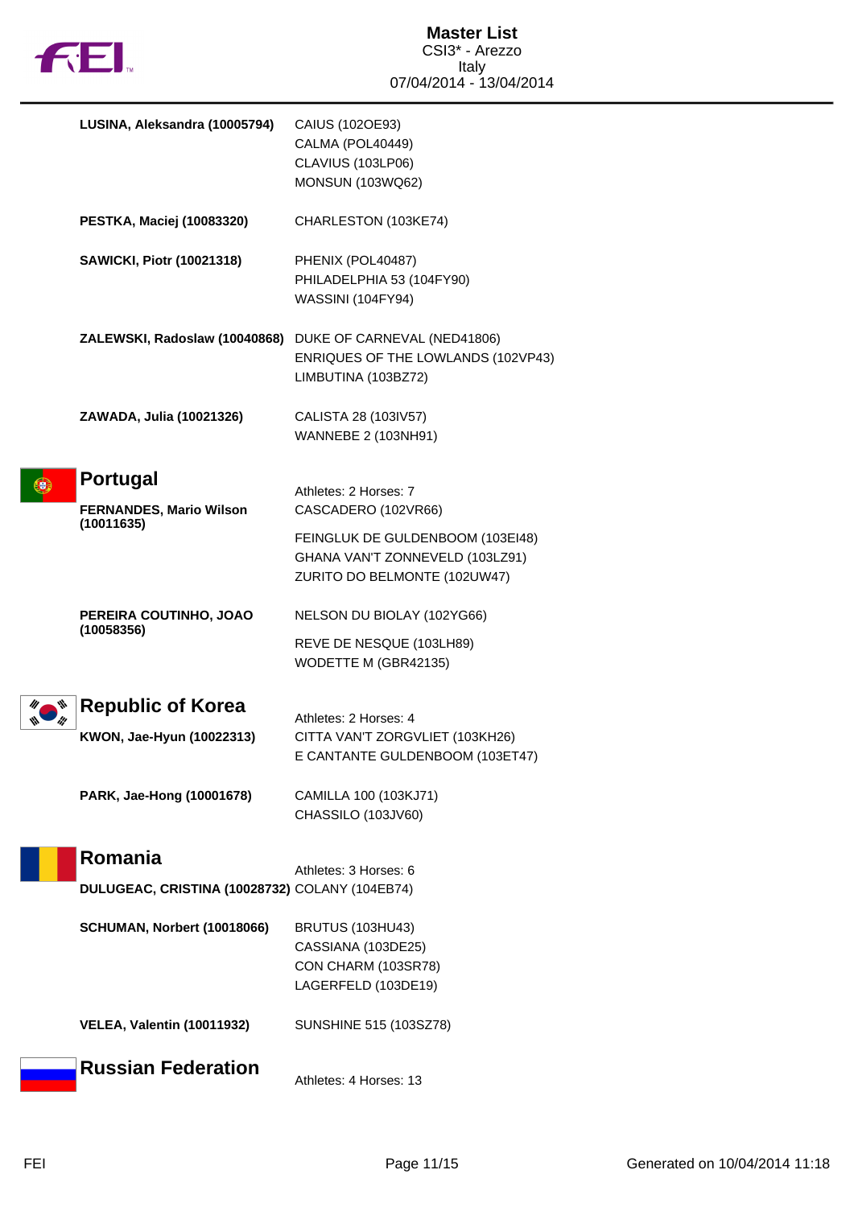| Athlete | Horses |
|---|---|
| **LUSINA, Aleksandra (10005794)** | CAIUS (102OE93)<br>CALMA (POL40449)<br>CLAVIUS (103LP06)<br>MONSUN (103WQ62) |
| **PESTKA, Maciej (10083320)** | CHARLESTON (103KE74) |
| **SAWICKI, Piotr (10021318)** | PHENIX (POL40487)<br>PHILADELPHIA 53 (104FY90)<br>WASSINI (104FY94) |
| **ZALEWSKI, Radoslaw (10040868)** | DUKE OF CARNEVAL (NED41806)<br>ENRIQUES OF THE LOWLANDS (102VP43)<br>LIMBUTINA (103BZ72) |
| **ZAWADA, Julia (10021326)** | CALISTA 28 (103IV57)<br>WANNEBE 2 (103NH91) |

## Portugal

Athletes: 2 Horses: 7

| Athlete | Horses |
|---|---|
| **FERNANDES, Mario Wilson (10011635)** | CASCADERO (102VR66)<br>FEINGLUK DE GULDENBOOM (103EI48)<br>GHANA VAN'T ZONNEVELD (103LZ91)<br>ZURITO DO BELMONTE (102UW47) |
| **PEREIRA COUTINHO, JOAO (10058356)** | NELSON DU BIOLAY (102YG66)<br>REVE DE NESQUE (103LH89)<br>WODETTE M (GBR42135) |

## Republic of Korea

Athletes: 2 Horses: 4

| Athlete | Horses |
|---|---|
| **KWON, Jae-Hyun (10022313)** | CITTA VAN'T ZORGVLIET (103KH26)<br>E CANTANTE GULDENBOOM (103ET47) |
| **PARK, Jae-Hong (10001678)** | CAMILLA 100 (103KJ71)<br>CHASSILO (103JV60) |

## Romania

Athletes: 3 Horses: 6

| Athlete | Horses |
|---|---|
| **DULUGEAC, CRISTINA (10028732)** | COLANY (104EB74) |
| **SCHUMAN, Norbert (10018066)** | BRUTUS (103HU43)<br>CASSIANA (103DE25)<br>CON CHARM (103SR78)<br>LAGERFELD (103DE19) |
| **VELEA, Valentin (10011932)** | SUNSHINE 515 (103SZ78) |

## Russian Federation

Athletes: 4 Horses: 13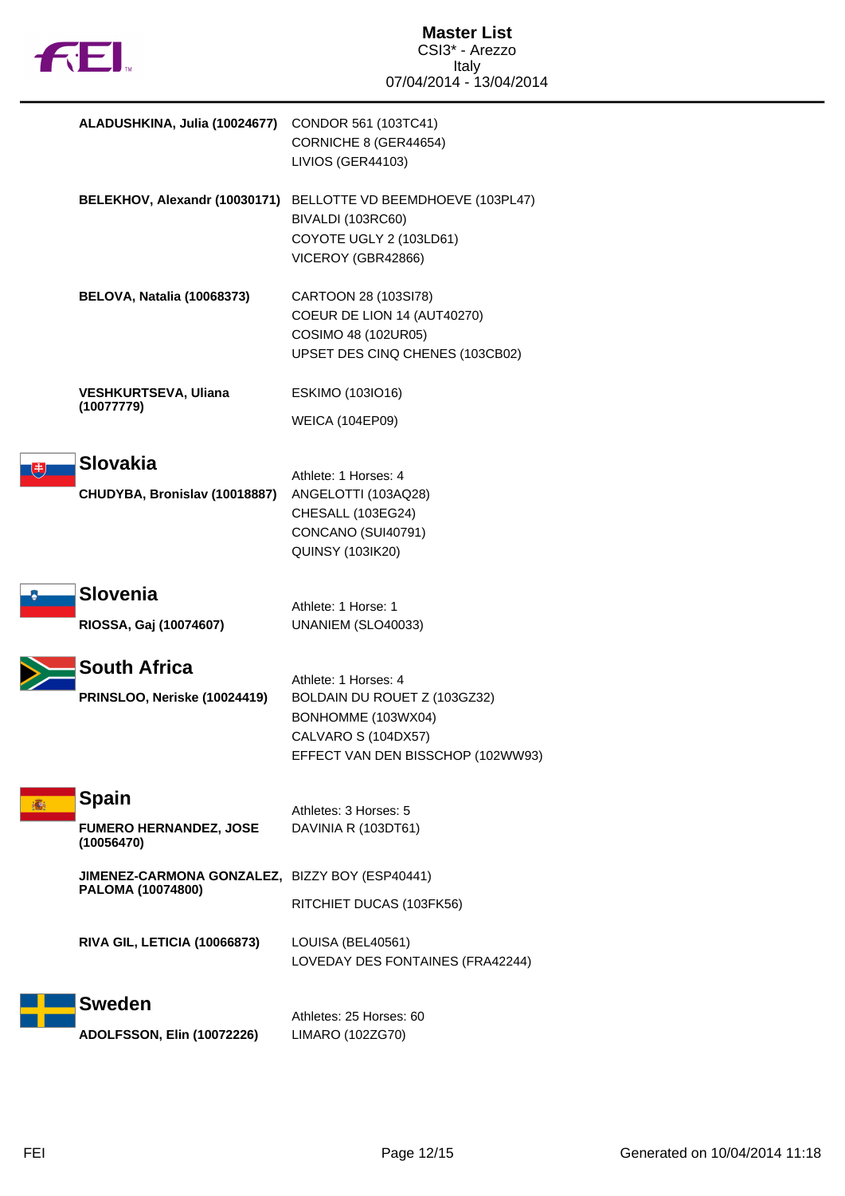# Master List
CSI3* - Arezzo
Italy
07/04/2014 - 13/04/2014

| Athlete | Horses |
|---|---|
| **ALADUSHKINA, Julia (10024677)** | CONDOR 561 (103TC41)<br>CORNICHE 8 (GER44654)<br>LIVIOS (GER44103) |
| **BELEKHOV, Alexandr (10030171)** | BELLOTTE VD BEEMDHOEVE (103PL47)<br>BIVALDI (103RC60)<br>COYOTE UGLY 2 (103LD61)<br>VICEROY (GBR42866) |
| **BELOVA, Natalia (10068373)** | CARTOON 28 (103SI78)<br>COEUR DE LION 14 (AUT40270)<br>COSIMO 48 (102UR05)<br>UPSET DES CINQ CHENES (103CB02) |
| **VESHKURTSEVA, Uliana (10077779)** | ESKIMO (103IO16)<br>WEICA (104EP09) |

## Slovakia

Athlete: 1 Horses: 4

| Athlete | Horses |
|---|---|
| **CHUDYBA, Bronislav (10018887)** | ANGELOTTI (103AQ28)<br>CHESALL (103EG24)<br>CONCANO (SUI40791)<br>QUINSY (103IK20) |

## Slovenia

Athlete: 1 Horse: 1

| Athlete | Horses |
|---|---|
| **RIOSSA, Gaj (10074607)** | UNANIEM (SLO40033) |

## South Africa

Athlete: 1 Horses: 4

| Athlete | Horses |
|---|---|
| **PRINSLOO, Neriske (10024419)** | BOLDAIN DU ROUET Z (103GZ32)<br>BONHOMME (103WX04)<br>CALVARO S (104DX57)<br>EFFECT VAN DEN BISSCHOP (102WW93) |

## Spain

Athletes: 3 Horses: 5

| Athlete | Horses |
|---|---|
| **FUMERO HERNANDEZ, JOSE (10056470)** | DAVINIA R (103DT61) |
| **JIMENEZ-CARMONA GONZALEZ, PALOMA (10074800)** | BIZZY BOY (ESP40441)<br>RITCHIET DUCAS (103FK56) |
| **RIVA GIL, LETICIA (10066873)** | LOUISA (BEL40561)<br>LOVEDAY DES FONTAINES (FRA42244) |

## Sweden

Athletes: 25 Horses: 60

| Athlete | Horses |
|---|---|
| **ADOLFSSON, Elin (10072226)** | LIMARO (102ZG70) |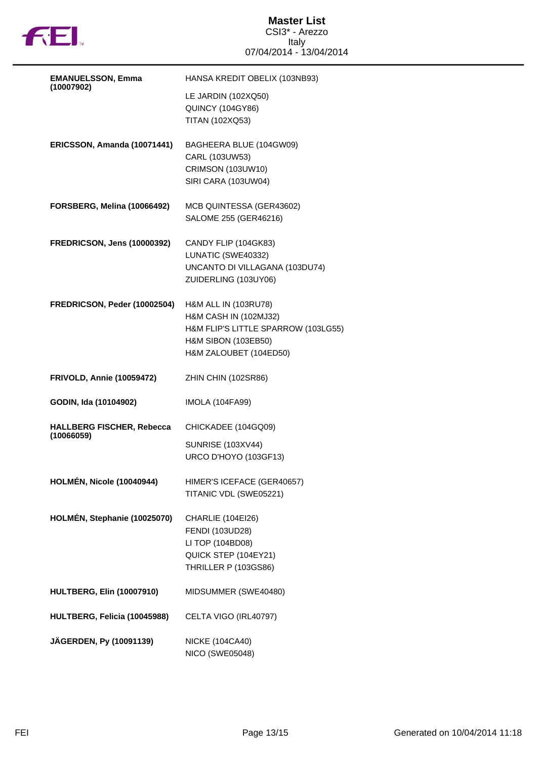| Rider | Horses |
|---|---|
| **EMANUELSSON, Emma (10007902)** | HANSA KREDIT OBELIX (103NB93)<br>LE JARDIN (102XQ50)<br>QUINCY (104GY86)<br>TITAN (102XQ53) |
| **ERICSSON, Amanda (10071441)** | BAGHEERA BLUE (104GW09)<br>CARL (103UW53)<br>CRIMSON (103UW10)<br>SIRI CARA (103UW04) |
| **FORSBERG, Melina (10066492)** | MCB QUINTESSA (GER43602)<br>SALOME 255 (GER46216) |
| **FREDRICSON, Jens (10000392)** | CANDY FLIP (104GK83)<br>LUNATIC (SWE40332)<br>UNCANTO DI VILLAGANA (103DU74)<br>ZUIDERLING (103UY06) |
| **FREDRICSON, Peder (10002504)** | H&M ALL IN (103RU78)<br>H&M CASH IN (102MJ32)<br>H&M FLIP'S LITTLE SPARROW (103LG55)<br>H&M SIBON (103EB50)<br>H&M ZALOUBET (104ED50) |
| **FRIVOLD, Annie (10059472)** | ZHIN CHIN (102SR86) |
| **GODIN, Ida (10104902)** | IMOLA (104FA99) |
| **HALLBERG FISCHER, Rebecca (10066059)** | CHICKADEE (104GQ09)<br>SUNRISE (103XV44)<br>URCO D'HOYO (103GF13) |
| **HOLMÉN, Nicole (10040944)** | HIMER'S ICEFACE (GER40657)<br>TITANIC VDL (SWE05221) |
| **HOLMÉN, Stephanie (10025070)** | CHARLIE (104EI26)<br>FENDI (103UD28)<br>LI TOP (104BD08)<br>QUICK STEP (104EY21)<br>THRILLER P (103GS86) |
| **HULTBERG, Elin (10007910)** | MIDSUMMER (SWE40480) |
| **HULTBERG, Felicia (10045988)** | CELTA VIGO (IRL40797) |
| **JÄGERDEN, Py (10091139)** | NICKE (104CA40)<br>NICO (SWE05048) |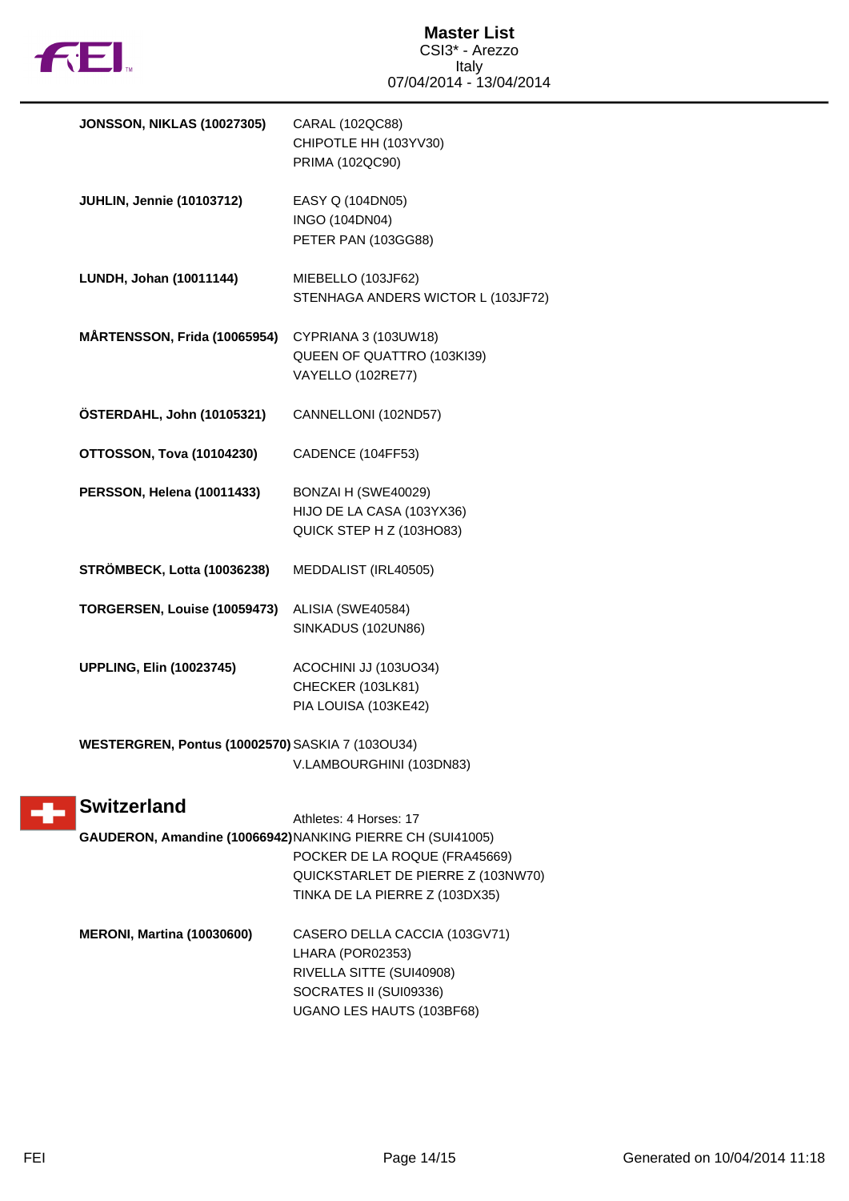| Athlete | Horses |
|---|---|
| **JONSSON, NIKLAS (10027305)** | CARAL (102QC88)<br>CHIPOTLE HH (103YV30)<br>PRIMA (102QC90) |
| **JUHLIN, Jennie (10103712)** | EASY Q (104DN05)<br>INGO (104DN04)<br>PETER PAN (103GG88) |
| **LUNDH, Johan (10011144)** | MIEBELLO (103JF62)<br>STENHAGA ANDERS WICTOR L (103JF72) |
| **MÅRTENSSON, Frida (10065954)** | CYPRIANA 3 (103UW18)<br>QUEEN OF QUATTRO (103KI39)<br>VAYELLO (102RE77) |
| **ÖSTERDAHL, John (10105321)** | CANNELLONI (102ND57) |
| **OTTOSSON, Tova (10104230)** | CADENCE (104FF53) |
| **PERSSON, Helena (10011433)** | BONZAI H (SWE40029)<br>HIJO DE LA CASA (103YX36)<br>QUICK STEP H Z (103HO83) |
| **STRÖMBECK, Lotta (10036238)** | MEDDALIST (IRL40505) |
| **TORGERSEN, Louise (10059473)** | ALISIA (SWE40584)<br>SINKADUS (102UN86) |
| **UPPLING, Elin (10023745)** | ACOCHINI JJ (103UO34)<br>CHECKER (103LK81)<br>PIA LOUISA (103KE42) |
| **WESTERGREN, Pontus (10002570)** | SASKIA 7 (103OU34)<br>V.LAMBOURGHINI (103DN83) |

## Switzerland

Athletes: 4 Horses: 17

| Athlete | Horses |
|---|---|
| **GAUDERON, Amandine (10066942)** | NANKING PIERRE CH (SUI41005)<br>POCKER DE LA ROQUE (FRA45669)<br>QUICKSTARLET DE PIERRE Z (103NW70)<br>TINKA DE LA PIERRE Z (103DX35) |
| **MERONI, Martina (10030600)** | CASERO DELLA CACCIA (103GV71)<br>LHARA (POR02353)<br>RIVELLA SITTE (SUI40908)<br>SOCRATES II (SUI09336)<br>UGANO LES HAUTS (103BF68) |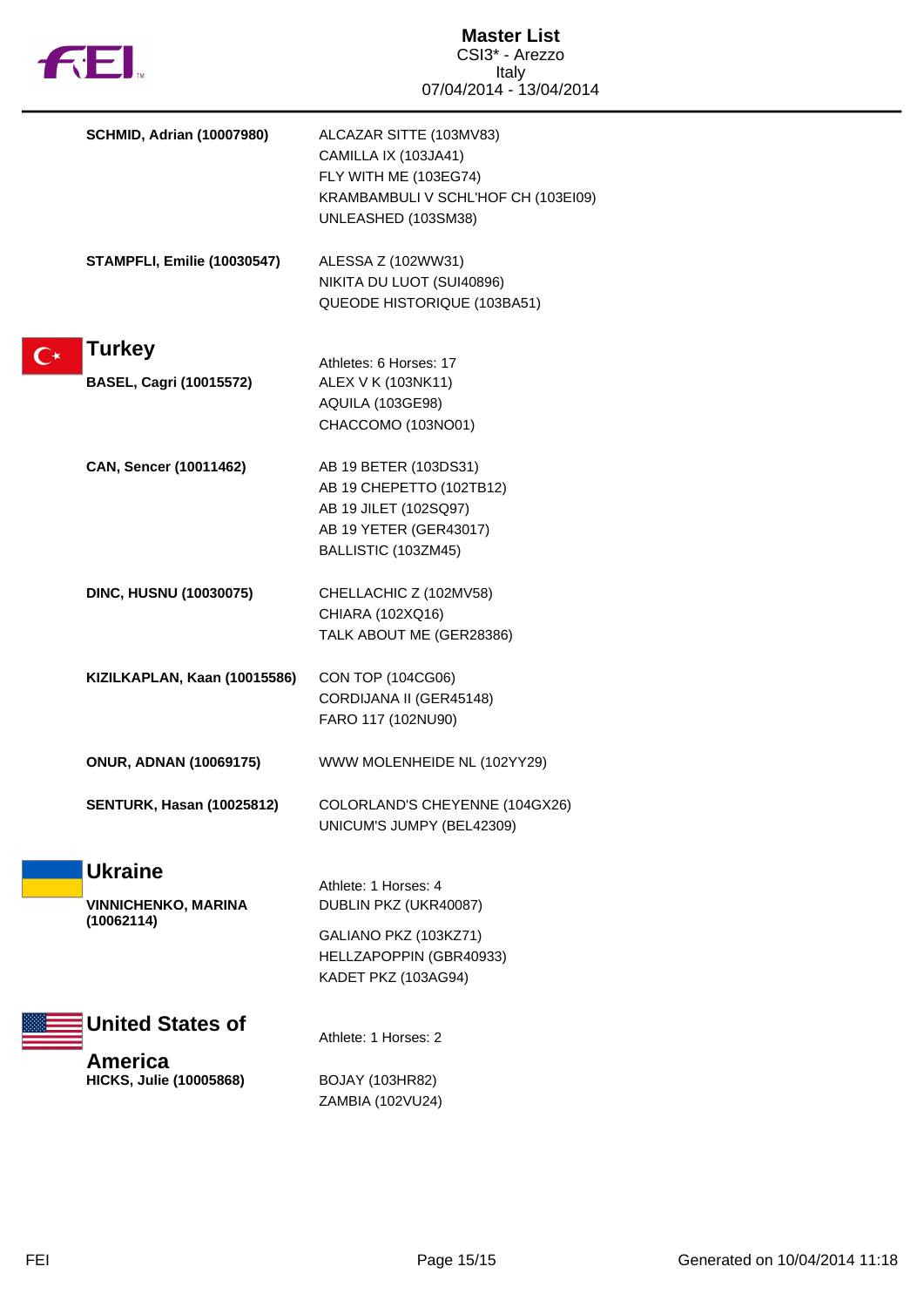| | |
|---|---|
| **SCHMID, Adrian (10007980)** | ALCAZAR SITTE (103MV83)<br>CAMILLA IX (103JA41)<br>FLY WITH ME (103EG74)<br>KRAMBAMBULI V SCHL'HOF CH (103EI09)<br>UNLEASHED (103SM38) |
| **STAMPFLI, Emilie (10030547)** | ALESSA Z (102WW31)<br>NIKITA DU LUOT (SUI40896)<br>QUEODE HISTORIQUE (103BA51) |

## Turkey

Athletes: 6 Horses: 17

| | |
|---|---|
| **BASEL, Cagri (10015572)** | ALEX V K (103NK11)<br>AQUILA (103GE98)<br>CHACCOMO (103NO01) |
| **CAN, Sencer (10011462)** | AB 19 BETER (103DS31)<br>AB 19 CHEPETTO (102TB12)<br>AB 19 JILET (102SQ97)<br>AB 19 YETER (GER43017)<br>BALLISTIC (103ZM45) |
| **DINC, HUSNU (10030075)** | CHELLACHIC Z (102MV58)<br>CHIARA (102XQ16)<br>TALK ABOUT ME (GER28386) |
| **KIZILKAPLAN, Kaan (10015586)** | CON TOP (104CG06)<br>CORDIJANA II (GER45148)<br>FARO 117 (102NU90) |
| **ONUR, ADNAN (10069175)** | WWW MOLENHEIDE NL (102YY29) |
| **SENTURK, Hasan (10025812)** | COLORLAND'S CHEYENNE (104GX26)<br>UNICUM'S JUMPY (BEL42309) |

## Ukraine

Athlete: 1 Horses: 4

| | |
|---|---|
| **VINNICHENKO, MARINA (10062114)** | DUBLIN PKZ (UKR40087)<br>GALIANO PKZ (103KZ71)<br>HELLZAPOPPIN (GBR40933)<br>KADET PKZ (103AG94) |

## United States of America

Athlete: 1 Horses: 2

| | |
|---|---|
| **HICKS, Julie (10005868)** | BOJAY (103HR82)<br>ZAMBIA (102VU24) |